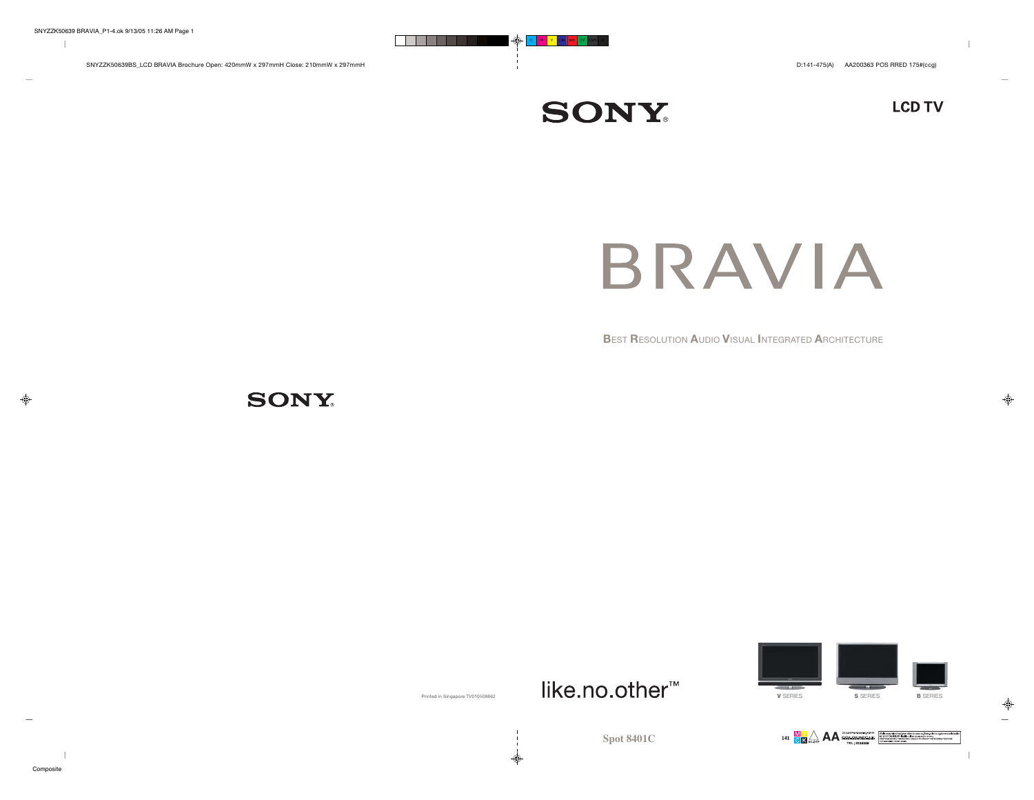SONY

LCD TV

# BRAVIA

BEST RESOLUTION AUDIO VISUAL INTEGRATED ARCHITECTURE

SONY

Printed in Singapore TV010508862

like.no.other™

V SERIES

S SERIES

B SERIES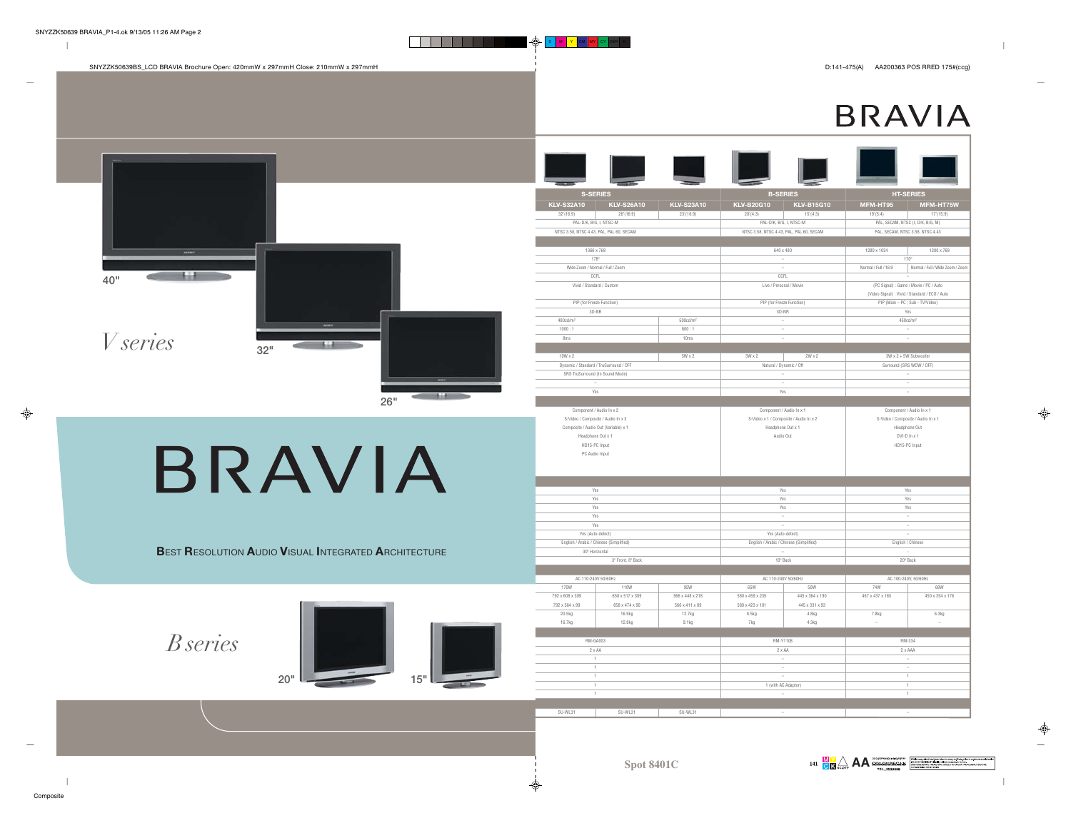# BRAVIA

*V series*

40"

32"

26"

# BRAVIA

**B**EST **R**ESOLUTION **A**UDIO **V**ISUAL **I**NTEGRATED **A**RCHITECTURE

*B series*

20"

15"

| S-SERIES | | | B-SERIES | | HT-SERIES | |
|---|---|---|---|---|---|---|
| KLV-S32A10 | KLV-S26A10 | KLV-S23A10 | KLV-B20G10 | KLV-B15G10 | MFM-HT95 | MFM-HT75W |
| 32"(16:9) | 26"(16:9) | 23"(16:9) | 20"(4:3) | 15"(4:3) | 19"(5:4) | 17"(15:9) |
| PAL-D/K, B/G, I, NTSC-M | | | PAL-D/K, B/G, I, NTSC-M | | PAL, SECAM, NTSC (I, D/K, B/G, M) | |
| NTSC 3.58, NTSC 4.43, PAL, PAL 60, SECAM | | | NTSC 3.58, NTSC 4.43, PAL, PAL 60, SECAM | | PAL, SECAM, NTSC 3.58, NTSC 4.43 | |
| | | | | | | |
| 1366 x 768 | | | 640 x 480 | | 1280 x 1024 | 1280 x 768 |
| 178° | | | – | | 170° | |
| Wide Zoom / Normal / Full / Zoom | | | – | | Normal / Full / 16:9 | Normal / Full / Wide Zoom / Zoom |
| CCFL | | | CCFL | | – | |
| Vivid / Standard / Custom | | | Live / Personal / Movie | | (PC Signal) : Game / Movie / PC / Auto (Video Signal) : Vivid / Standard / ECO / Auto | |
| PIP (for Freeze Function) | | | PIP (for Freeze Function) | | PIP (Main – PC : Sub - TV/Video) | |
| 3D-NR | | | 3D-NR | | Yes | |
| 480cd/m² | | 500cd/m² | – | | 450cd/m² | |
| 1000 : 1 | | 800 : 1 | – | | – | |
| 8ms | | 10ms | – | | – | |
| | | | | | | |
| 10W x 2 | | 5W x 2 | 3W x 2 | 2W x 2 | 3W x 2 + 5W Subwoofer | |
| Dynamic / Standard / TruSurround / OFF | | | Natural / Dynamic / Off | | Surround (SRS WOW / OFF) | |
| SRS TruSurround (In Sound Mode) | | | – | | – | |
| – | | | – | | – | |
| Yes | | | Yes | | – | |
| | | | | | | |
| Component / Audio In x 2<br>S-Video / Composite / Audio In x 3<br>Composite / Audio Out (Variable) x 1<br>Headphone Out x 1<br>HD15-PC Input<br>PC Audio Input | | | Component / Audio In x 1<br>S-Video x 1 / Composite / Audio In x 2<br>Headphone Out x 1<br>Audio Out | | Component / Audio In x 1<br>S-Video / Composite / Audio In x 1<br>Headphone Out<br>DVI-D In x 1<br>HD15-PC Input | |
| | | | | | | |
| Yes | | | Yes | | Yes | |
| Yes | | | Yes | | Yes | |
| Yes | | | Yes | | Yes | |
| Yes | | | – | | – | |
| Yes | | | – | | – | |
| Yes (Auto-detect) | | | Yes (Auto-detect) | | – | |
| English / Arabic / Chinese (Simplified) | | | English / Arabic / Chinese (Simplified) | | English / Chinese | |
| 30° Horizontal | | | – | | – | |
| | 3° Front, 8° Back | | 10° Back | | 20° Back | |
| | | | | | | |
| AC 110-240V 50/60Hz | | | AC 110-240V 50/60Hz | | AC 100-240V, 50/60Hz | |
| 170W | 110W | 95W | 65W | 50W | 74W | 68W |
| 792 x 608 x 309 | 658 x 517 x 309 | 566 x 448 x 218 | 580 x 459 x 235 | 445 x 364 x 190 | 467 x 437 x 185 | 450 x 354 x 176 |
| 792 x 564 x 99 | 658 x 474 x 90 | 566 x 411 x 89 | 580 x 423 x 101 | 445 x 331 x 93 | | |
| 20.5kg | 16.9kg | 12.7kg | 8.5kg | 4.8kg | 7.8kg | 6.3kg |
| 16.7kg | 12.8kg | 9.1kg | 7kg | 4.3kg | – | – |
| | | | | | | |
| RM-GA003 | | | RM-Y1108 | | RM-334 | |
| 2 x AA | | | 2 x AA | | 2 x AAA | |
| 1 | | | – | | – | |
| 1 | | | – | | – | |
| 1 | | | – | | 1 | |
| 1 | | | 1 (with AC Adaptor) | | 1 | |
| 1 | | | – | | 1 | |
| | | | | | | |
| SU-WL31 | SU-WL31 | SU-WL31 | – | | – | |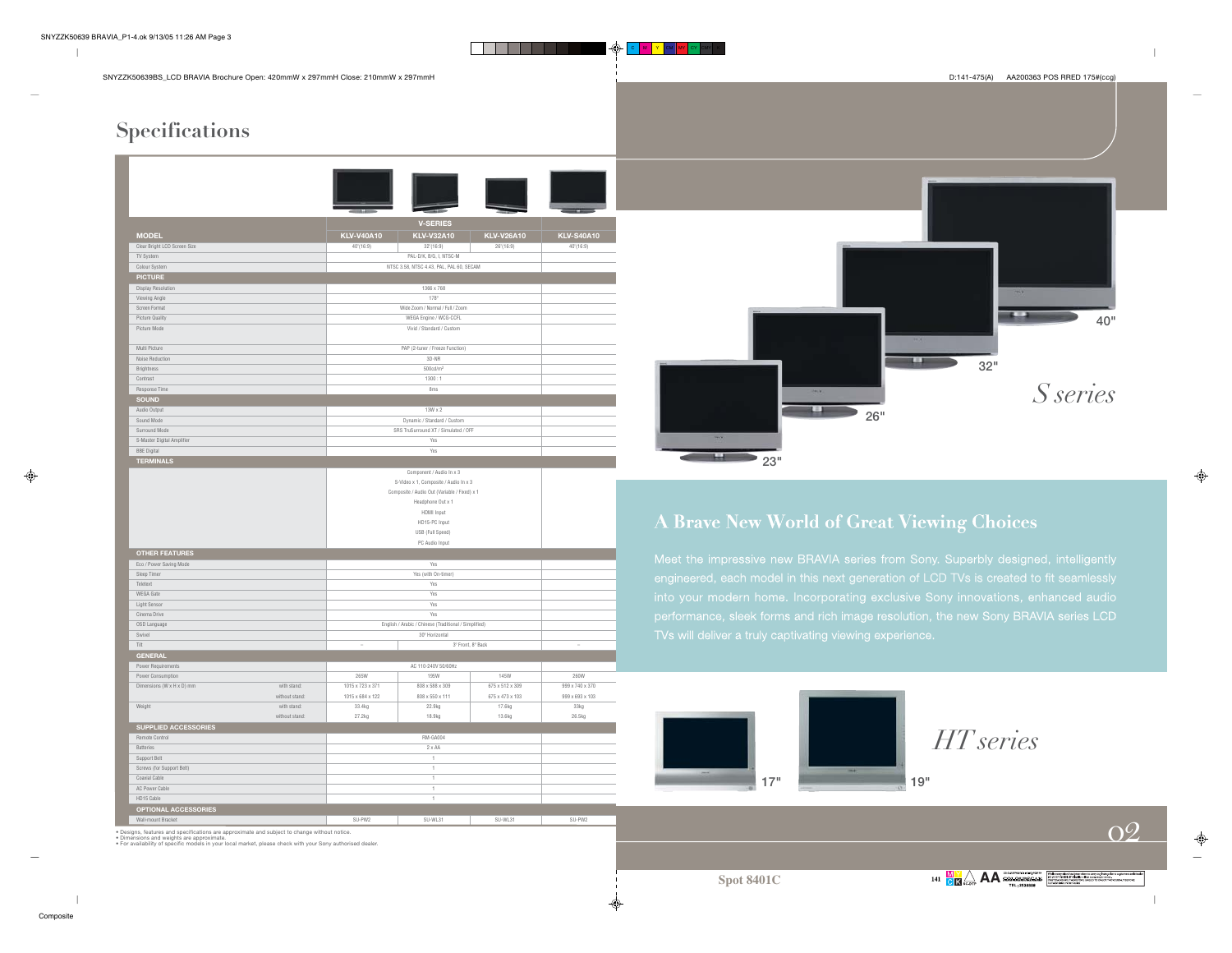# Specifications

| MODEL | | V-SERIES KLV-V40A10 | KLV-V32A10 | KLV-V26A10 | KLV-S40A10 |
|---|---|---|---|---|---|
| Clear Bright LCD Screen Size | | 40"(16:9) | 32"(16:9) | 26"(16:9) | 40"(16:9) |
| TV System | | PAL-D/K, B/G, I, NTSC-M | | | |
| Colour System | | NTSC 3.58, NTSC 4.43, PAL, PAL 60, SECAM | | | |
| **PICTURE** | | | | | |
| Display Resolution | | 1366 x 768 | | | |
| Viewing Angle | | 178° | | | |
| Screen Format | | Wide Zoom / Normal / Full / Zoom | | | |
| Picture Quality | | WEGA Engine / WCG-CCFL | | | |
| Picture Mode | | Vivid / Standard / Custom | | | |
| Multi Picture | | PAP (2-tuner / Freeze Function) | | | |
| Noise Reduction | | 3D-NR | | | |
| Brightness | | 500cd/m² | | | |
| Contrast | | 1300 : 1 | | | |
| Response Time | | 8ms | | | |
| **SOUND** | | | | | |
| Audio Output | | 13W x 2 | | | |
| Sound Mode | | Dynamic / Standard / Custom | | | |
| Surround Mode | | SRS TruSurround XT / Simulated / OFF | | | |
| S-Master Digital Amplifier | | Yes | | | |
| BBE Digital | | Yes | | | |
| **TERMINALS** | | | | | |
| | | Component / Audio In x 3 | | | |
| | | S-Video x 1, Composite / Audio In x 3 | | | |
| | | Composite / Audio Out (Variable / Fixed) x 1 | | | |
| | | Headphone Out x 1 | | | |
| | | HDMI Input | | | |
| | | HD15-PC Input | | | |
| | | USB (Full Speed) | | | |
| | | PC Audio Input | | | |
| **OTHER FEATURES** | | | | | |
| Eco / Power Saving Mode | | Yes | | | |
| Sleep Timer | | Yes (with On-timer) | | | |
| Teletext | | Yes | | | |
| WEGA Gate | | Yes | | | |
| Light Sensor | | Yes | | | |
| Cinema Drive | | Yes | | | |
| OSD Language | | English / Arabic / Chinese (Traditional / Simplified) | | | |
| Swivel | | 30° Horizontal | | | |
| Tilt | | – | 3° Front, 8° Back | | – |
| **GENERAL** | | | | | |
| Power Requirements | | AC 110-240V 50/60Hz | | | |
| Power Consumption | | 265W | 195W | 145W | 260W |
| Dimensions (W x H x D) mm | with stand | 1015 x 723 x 371 | 808 x 588 x 309 | 675 x 512 x 309 | 999 x 740 x 370 |
| | without stand | 1015 x 684 x 122 | 808 x 550 x 111 | 675 x 473 x 103 | 999 x 693 x 103 |
| Weight | with stand | 33.4kg | 22.9kg | 17.6kg | 33kg |
| | without stand | 27.2kg | 18.9kg | 13.6kg | 26.5kg |
| **SUPPLIED ACCESSORIES** | | | | | |
| Remote Control | | RM-GA004 | | | |
| Batteries | | 2 x AA | | | |
| Support Belt | | 1 | | | |
| Screws (for Support Belt) | | 1 | | | |
| Coaxial Cable | | 1 | | | |
| AC Power Cable | | 1 | | | |
| HD15 Cable | | 1 | | | |
| **OPTIONAL ACCESSORIES** | | | | | |
| Wall-mount Bracket | | SU-PW2 | SU-WL31 | SU-WL31 | SU-PW2 |

• Designs, features and specifications are approximate and subject to change without notice.
• Dimensions and weights are approximate.
• For availability of specific models in your local market, please check with your Sony authorised dealer.

40" 32" 26" 23"

*S series*

## A Brave New World of Great Viewing Choices

Meet the impressive new BRAVIA series from Sony. Superbly designed, intelligently engineered, each model in this next generation of LCD TVs is created to fit seamlessly into your modern home. Incorporating exclusive Sony innovations, enhanced audio performance, sleek forms and rich image resolution, the new Sony BRAVIA series LCD TVs will deliver a truly captivating viewing experience.

17" 19"

*HT series*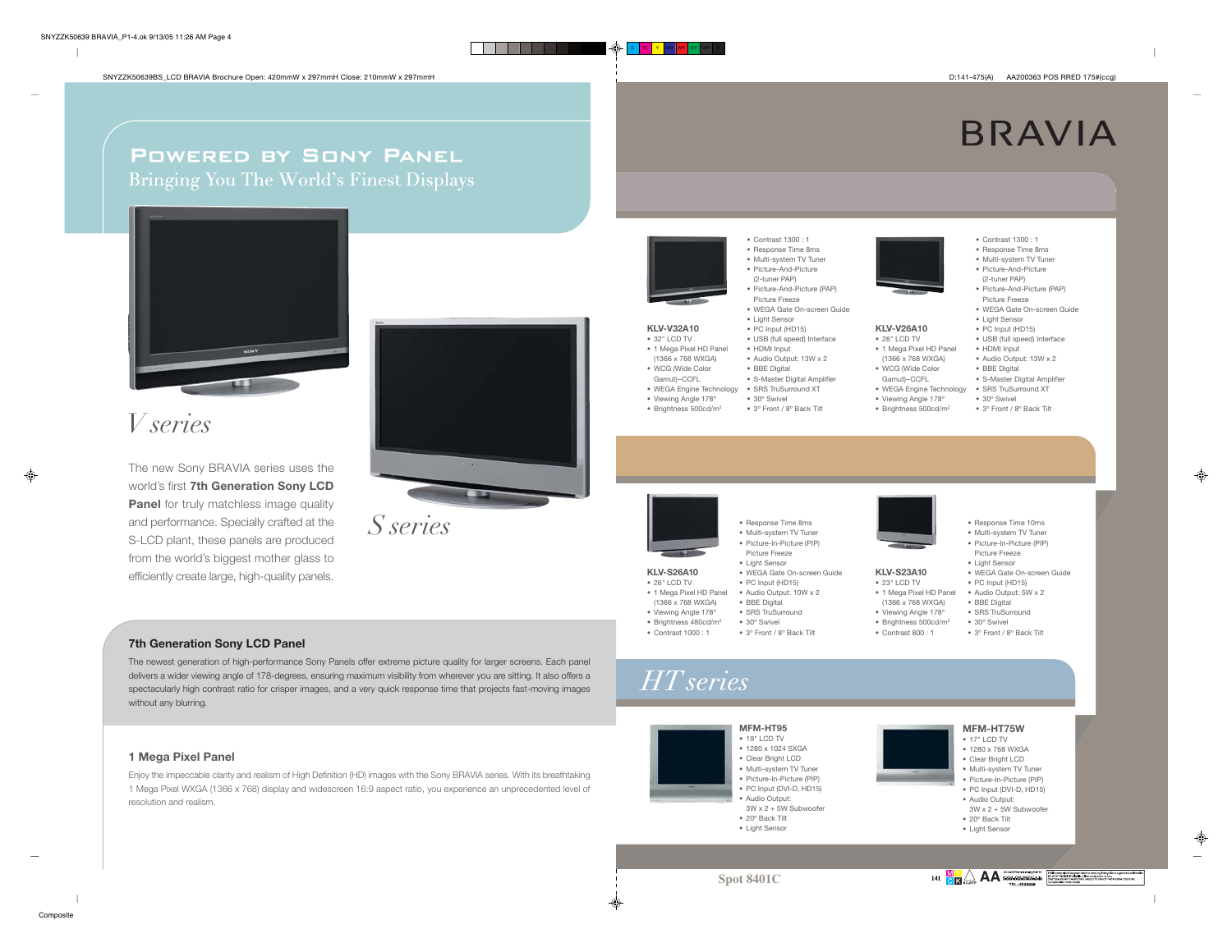# Powered by Sony Panel

Bringing You The World's Finest Displays

*V series*

*S series*

The new Sony BRAVIA series uses the world's first **7th Generation Sony LCD Panel** for truly matchless image quality and performance. Specially crafted at the S-LCD plant, these panels are produced from the world's biggest mother glass to efficiently create large, high-quality panels.

### 7th Generation Sony LCD Panel

The newest generation of high-performance Sony Panels offer extreme picture quality for larger screens. Each panel delivers a wider viewing angle of 178-degrees, ensuring maximum visibility from wherever you are sitting. It also offers a spectacularly high contrast ratio for crisper images, and a very quick response time that projects fast-moving images without any blurring.

### 1 Mega Pixel Panel

Enjoy the impeccable clarity and realism of High Definition (HD) images with the Sony BRAVIA series. With its breathtaking 1 Mega Pixel WXGA (1366 x 768) display and widescreen 16:9 aspect ratio, you experience an unprecedented level of resolution and realism.

# BRAVIA

**KLV-V32A10**

- 32" LCD TV
- 1 Mega Pixel HD Panel (1366 x 768 WXGA)
- WCG (Wide Color Gamut)–CCFL
- WEGA Engine Technology
- Viewing Angle 178°
- Brightness 500cd/m²
- Contrast 1300 : 1
- Response Time 8ms
- Multi-system TV Tuner
- Picture-And-Picture (2-tuner PAP)
- Picture-And-Picture (PAP) Picture Freeze
- WEGA Gate On-screen Guide
- Light Sensor
- PC Input (HD15)
- USB (full speed) Interface
- HDMI Input
- Audio Output: 13W x 2
- BBE Digital
- S-Master Digital Amplifier
- SRS TruSurround XT
- 30° Swivel
- 3° Front / 8° Back Tilt

**KLV-V26A10**

- 26" LCD TV
- 1 Mega Pixel HD Panel (1366 x 768 WXGA)
- WCG (Wide Color Gamut)–CCFL
- WEGA Engine Technology
- Viewing Angle 178°
- Brightness 500cd/m²
- Contrast 1300 : 1
- Response Time 8ms
- Multi-system TV Tuner
- Picture-And-Picture (2-tuner PAP)
- Picture-And-Picture (PAP) Picture Freeze
- WEGA Gate On-screen Guide
- Light Sensor
- PC Input (HD15)
- USB (full speed) Interface
- HDMI Input
- Audio Output: 13W x 2
- BBE Digital
- S-Master Digital Amplifier
- SRS TruSurround XT
- 30° Swivel
- 3° Front / 8° Back Tilt

**KLV-S26A10**

- 26" LCD TV
- 1 Mega Pixel HD Panel (1366 x 768 WXGA)
- Viewing Angle 178°
- Brightness 480cd/m²
- Contrast 1000 : 1
- Response Time 8ms
- Multi-system TV Tuner
- Picture-In-Picture (PIP) Picture Freeze
- Light Sensor
- WEGA Gate On-screen Guide
- PC Input (HD15)
- Audio Output: 10W x 2
- BBE Digital
- SRS TruSurround
- 30° Swivel
- 3° Front / 8° Back Tilt

**KLV-S23A10**

- 23" LCD TV
- 1 Mega Pixel HD Panel (1366 x 768 WXGA)
- Viewing Angle 178°
- Brightness 500cd/m²
- Contrast 800 : 1
- Response Time 10ms
- Multi-system TV Tuner
- Picture-In-Picture (PIP) Picture Freeze
- Light Sensor
- WEGA Gate On-screen Guide
- PC Input (HD15)
- Audio Output: 5W x 2
- BBE Digital
- SRS TruSurround
- 30° Swivel
- 3° Front / 8° Back Tilt

## *HT series*

**MFM-HT95**

- 19" LCD TV
- 1280 x 1024 SXGA
- Clear Bright LCD
- Multi-system TV Tuner
- Picture-In-Picture (PIP)
- PC Input (DVI-D, HD15)
- Audio Output: 3W x 2 + 5W Subwoofer
- 20° Back Tilt
- Light Sensor

**MFM-HT75W**

- 17" LCD TV
- 1280 x 768 WXGA
- Clear Bright LCD
- Multi-system TV Tuner
- Picture-In-Picture (PIP)
- PC Input (DVI-D, HD15)
- Audio Output: 3W x 2 + 5W Subwoofer
- 20° Back Tilt
- Light Sensor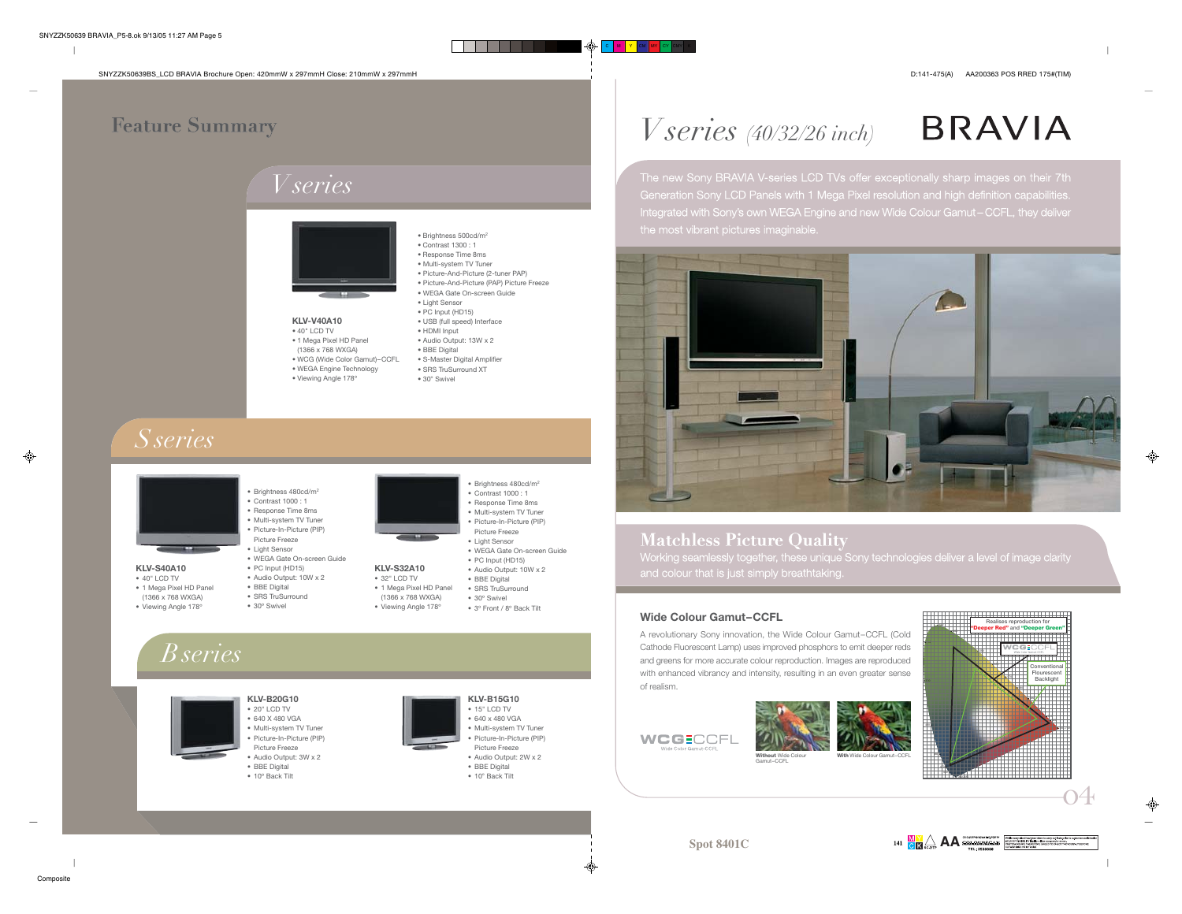# Feature Summary

## V series

**KLV-V40A10**

- 40" LCD TV
- 1 Mega Pixel HD Panel (1366 x 768 WXGA)
- WCG (Wide Color Gamut)–CCFL
- WEGA Engine Technology
- Viewing Angle 178°

- Brightness 500cd/m²
- Contrast 1300 : 1
- Response Time 8ms
- Multi-system TV Tuner
- Picture-And-Picture (2-tuner PAP)
- Picture-And-Picture (PAP) Picture Freeze
- WEGA Gate On-screen Guide
- Light Sensor
- PC Input (HD15)
- USB (full speed) Interface
- HDMI Input
- Audio Output: 13W x 2
- BBE Digital
- S-Master Digital Amplifier
- SRS TruSurround XT
- 30° Swivel

## S series

**KLV-S40A10**

- 40" LCD TV
- 1 Mega Pixel HD Panel (1366 x 768 WXGA)
- Viewing Angle 178°

- Brightness 480cd/m²
- Contrast 1000 : 1
- Response Time 8ms
- Multi-system TV Tuner
- Picture-In-Picture (PIP) Picture Freeze
- Light Sensor
- WEGA Gate On-screen Guide
- PC Input (HD15)
- Audio Output: 10W x 2
- BBE Digital
- SRS TruSurround
- 30° Swivel

**KLV-S32A10**

- 32" LCD TV
- 1 Mega Pixel HD Panel (1366 x 768 WXGA)
- Viewing Angle 178°

- Brightness 480cd/m²
- Contrast 1000 : 1
- Response Time 8ms
- Multi-system TV Tuner
- Picture-In-Picture (PIP) Picture Freeze
- Light Sensor
- WEGA Gate On-screen Guide
- PC Input (HD15)
- Audio Output: 10W x 2
- BBE Digital
- SRS TruSurround
- 30° Swivel
- 3° Front / 8° Back Tilt

## B series

**KLV-B20G10**

- 20" LCD TV
- 640 X 480 VGA
- Multi-system TV Tuner
- Picture-In-Picture (PIP) Picture Freeze
- Audio Output: 3W x 2
- BBE Digital
- 10° Back Tilt

**KLV-B15G10**

- 15" LCD TV
- 640 x 480 VGA
- Multi-system TV Tuner
- Picture-In-Picture (PIP) Picture Freeze
- Audio Output: 2W x 2
- BBE Digital
- 10° Back Tilt

# V series (40/32/26 inch)

BRAVIA

The new Sony BRAVIA V-series LCD TVs offer exceptionally sharp images on their 7th Generation Sony LCD Panels with 1 Mega Pixel resolution and high definition capabilities. Integrated with Sony's own WEGA Engine and new Wide Colour Gamut–CCFL, they deliver the most vibrant pictures imaginable.

## Matchless Picture Quality

Working seamlessly together, these unique Sony technologies deliver a level of image clarity and colour that is just simply breathtaking.

### Wide Colour Gamut–CCFL

A revolutionary Sony innovation, the Wide Colour Gamut–CCFL (Cold Cathode Fluorescent Lamp) uses improved phosphors to emit deeper reds and greens for more accurate colour reproduction. Images are reproduced with enhanced vibrancy and intensity, resulting in an even greater sense of realism.

WCG CCFL
Wide Color Gamut-CCFL

**Without** Wide Colour Gamut–CCFL

**With** Wide Colour Gamut–CCFL

Realises reproduction for "Deeper Red" and "Deeper Green"

WCG CCFL

Conventional Flourescent Backlight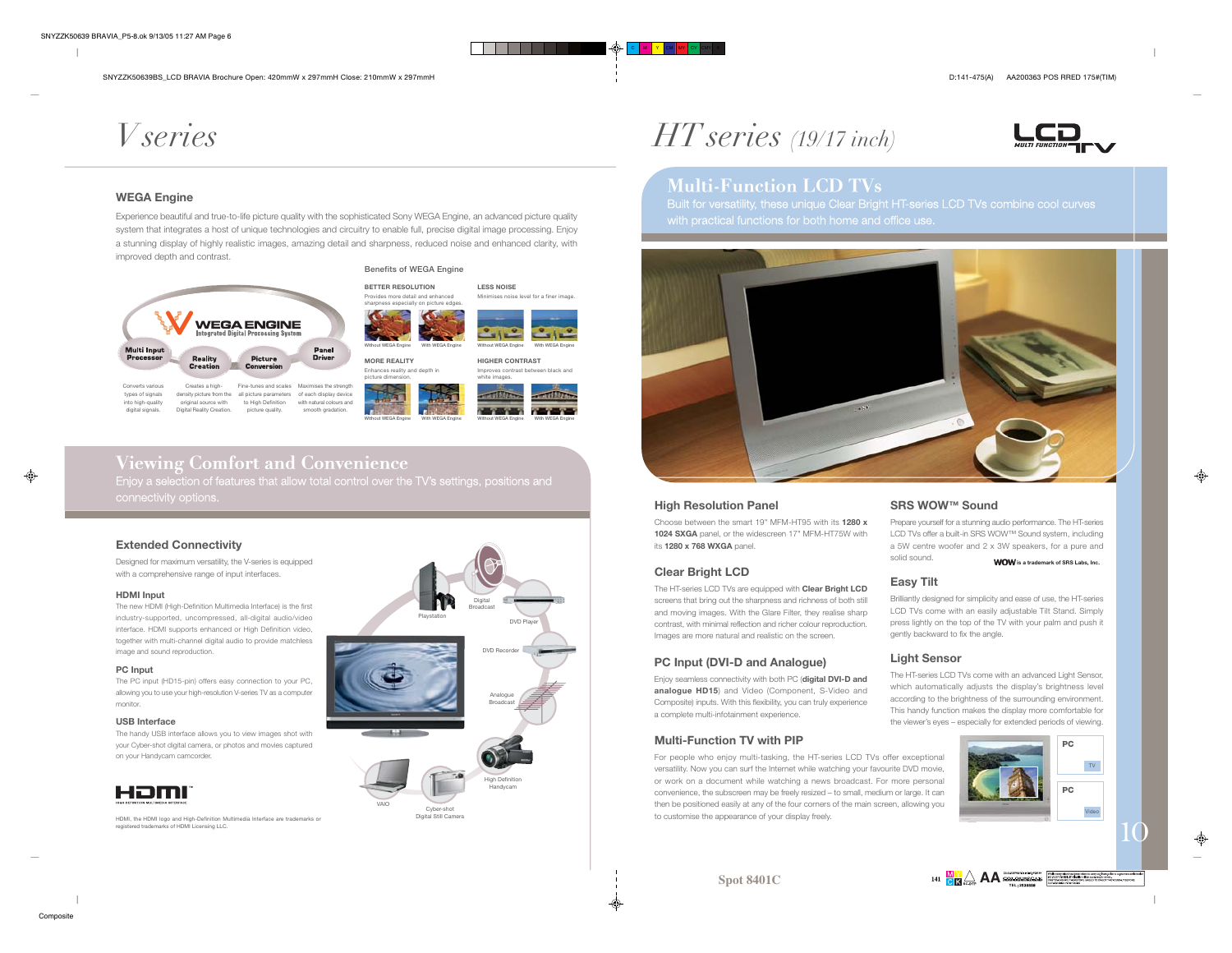# V series

### WEGA Engine

Experience beautiful and true-to-life picture quality with the sophisticated Sony WEGA Engine, an advanced picture quality system that integrates a host of unique technologies and circuitry to enable full, precise digital image processing. Enjoy a stunning display of highly realistic images, amazing detail and sharpness, reduced noise and enhanced clarity, with improved depth and contrast.

WEGA ENGINE
Integrated Digital Processing System

- **Multi Input Processor** – Converts various types of signals into high-quality digital signals.
- **Reality Creation** – Creates a high-density picture from the original source with Digital Reality Creation.
- **Picture Conversion** – Fine-tunes and scales all picture parameters to High Definition picture quality.
- **Panel Driver** – Maximises the strength of each display device with natural colours and smooth gradation.

**Benefits of WEGA Engine**

**BETTER RESOLUTION**
Provides more detail and enhanced sharpness especially on picture edges.

Without WEGA Engine / With WEGA Engine

**LESS NOISE**
Minimises noise level for a finer image.

Without WEGA Engine / With WEGA Engine

**MORE REALITY**
Enhances reality and depth in picture dimension.

Without WEGA Engine / With WEGA Engine

**HIGHER CONTRAST**
Improves contrast between black and white images.

Without WEGA Engine / With WEGA Engine

## Viewing Comfort and Convenience

Enjoy a selection of features that allow total control over the TV's settings, positions and connectivity options.

### Extended Connectivity

Designed for maximum versatility, the V-series is equipped with a comprehensive range of input interfaces.

**HDMI Input**
The new HDMI (High-Definition Multimedia Interface) is the first industry-supported, uncompressed, all-digital audio/video interface. HDMI supports enhanced or High Definition video, together with multi-channel digital audio to provide matchless image and sound reproduction.

**PC Input**
The PC input (HD15-pin) offers easy connection to your PC, allowing you to use your high-resolution V-series TV as a computer monitor.

**USB Interface**
The handy USB interface allows you to view images shot with your Cyber-shot digital camera, or photos and movies captured on your Handycam camcorder.

Playstation · Digital Broadcast · DVD Player · DVD Recorder · Analogue Broadcast · High Definition Handycam · Cyber-shot Digital Still Camera · VAIO

HDMI, the HDMI logo and High-Definition Multimedia Interface are trademarks or registered trademarks of HDMI Licensing LLC.

# HT series (19/17 inch)

LCD TV MULTI FUNCTION

## Multi-Function LCD TVs

Built for versatility, these unique Clear Bright HT-series LCD TVs combine cool curves with practical functions for both home and office use.

### High Resolution Panel

Choose between the smart 19" MFM-HT95 with its **1280 x 1024 SXGA** panel, or the widescreen 17" MFM-HT75W with its **1280 x 768 WXGA** panel.

### Clear Bright LCD

The HT-series LCD TVs are equipped with **Clear Bright LCD** screens that bring out the sharpness and richness of both still and moving images. With the Glare Filter, they realise sharp contrast, with minimal reflection and richer colour reproduction. Images are more natural and realistic on the screen.

### PC Input (DVI-D and Analogue)

Enjoy seamless connectivity with both PC (**digital DVI-D and analogue HD15**) and Video (Component, S-Video and Composite) inputs. With this flexibility, you can truly experience a complete multi-infotainment experience.

### Multi-Function TV with PIP

For people who enjoy multi-tasking, the HT-series LCD TVs offer exceptional versatility. Now you can surf the Internet while watching your favourite DVD movie, or work on a document while watching a news broadcast. For more personal convenience, the subscreen may be freely resized – to small, medium or large. It can then be positioned easily at any of the four corners of the main screen, allowing you to customise the appearance of your display freely.

PC / TV · PC / Video

### SRS WOW™ Sound

Prepare yourself for a stunning audio performance. The HT-series LCD TVs offer a built-in SRS WOW™ Sound system, including a 5W centre woofer and 2 x 3W speakers, for a pure and solid sound.

WOW is a trademark of SRS Labs, Inc.

### Easy Tilt

Brilliantly designed for simplicity and ease of use, the HT-series LCD TVs come with an easily adjustable Tilt Stand. Simply press lightly on the top of the TV with your palm and push it gently backward to fix the angle.

### Light Sensor

The HT-series LCD TVs come with an advanced Light Sensor, which automatically adjusts the display's brightness level according to the brightness of the surrounding environment. This handy function makes the display more comfortable for the viewer's eyes – especially for extended periods of viewing.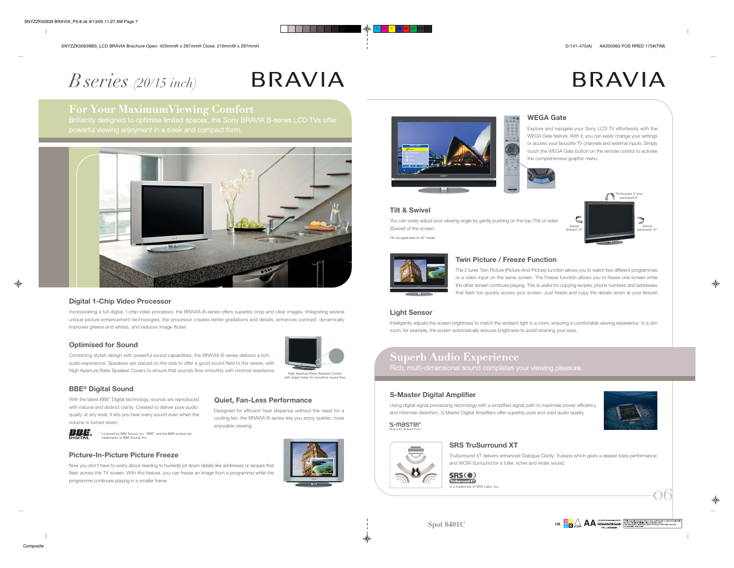# B series (20/15 inch)

BRAVIA

## For Your Maximum Viewing Comfort

Brilliantly designed to optimise limited spaces, the Sony BRAVIA B-series LCD TVs offer powerful viewing enjoyment in a sleek and compact form.

### Digital 1-Chip Video Processor

Incorporating a full-digital, 1-chip video processor, the BRAVIA B-series offers superbly crisp and clear images. Integrating several unique picture enhancement technologies, the processor creates better gradations and details, enhances contrast, dynamically improves greens and whites, and reduces image flicker.

### Optimised for Sound

Combining stylish design with powerful sound capabilities, the BRAVIA B-series delivers a rich audio experience. Speakers are placed on the side to offer a good sound field to the viewer, with High Aperture Ratio Speaker Covers to ensure that sounds flow smoothly with minimal resistance.

High Aperture Ratio Speaker Covers with larger holes for smoother sound flow

### BBE® Digital Sound

With the latest BBE* Digital technology, sounds are reproduced with natural and distinct clarity. Created to deliver pure audio quality at any level, it lets you hear every sound even when the volume is turned down.

\* Licensed by BBE Sound, Inc. "BBE" and the BBE symbol are trademarks of BBE Sound, Inc.

### Quiet, Fan-Less Performance

Designed for efficient heat dispersal without the need for a cooling fan, the BRAVIA B-series lets you enjoy quieter, more enjoyable viewing.

### Picture-In-Picture Picture Freeze

Now you don't have to worry about needing to hurriedly jot down details like addresses or recipes that flash across the TV screen. With this feature, you can freeze an image from a programme while the programme continues playing in a smaller frame.

BRAVIA

### WEGA Gate

Explore and navigate your Sony LCD TV effortlessly with the WEGA Gate feature. With it, you can easily change your settings or access your favourite TV channels and external inputs. Simply touch the WEGA Gate button on the remote control to activate the comprehensive graphic menu.

### Tilt & Swivel

You can easily adjust your viewing angle by gently pushing on the top (Tilt) or sides (Swivel) of the screen.

Tilt not applicable to 40" model

Tilt forward 3° and backward 8°

Swivel forward 15°

Swivel backward 15°

### Twin Picture / Freeze Function

The 2 tuner Twin Picture (Picture-And-Picture) function allows you to watch two different programmes or a video input on the same screen. The Freeze function allows you to freeze one screen while the other screen continues playing. This is useful for copying recipes, phone numbers and addresses that flash too quickly across your screen. Just freeze and copy the details down at your leisure!

### Light Sensor

Intelligently adjusts the screen brightness to match the ambient light in a room, ensuring a comfortable viewing experience. In a dim room, for example, the screen automatically reduces brightness to avoid straining your eyes.

## Superb Audio Experience

Rich, multi-dimensional sound completes your viewing pleasure.

### S-Master Digital Amplifier

Using digital signal processing technology with a simplified signal path to maximise power efficiency and minimise distortion, S-Master Digital Amplifiers offer superbly pure and solid audio quality.

### SRS TruSurround XT

TruSurround XT delivers enhanced Dialogue Clarity; Trubass which gives a deeper bass performance; and WOW Surround for a fuller, richer and wider sound.

is a trademark of SRS Labs, Inc.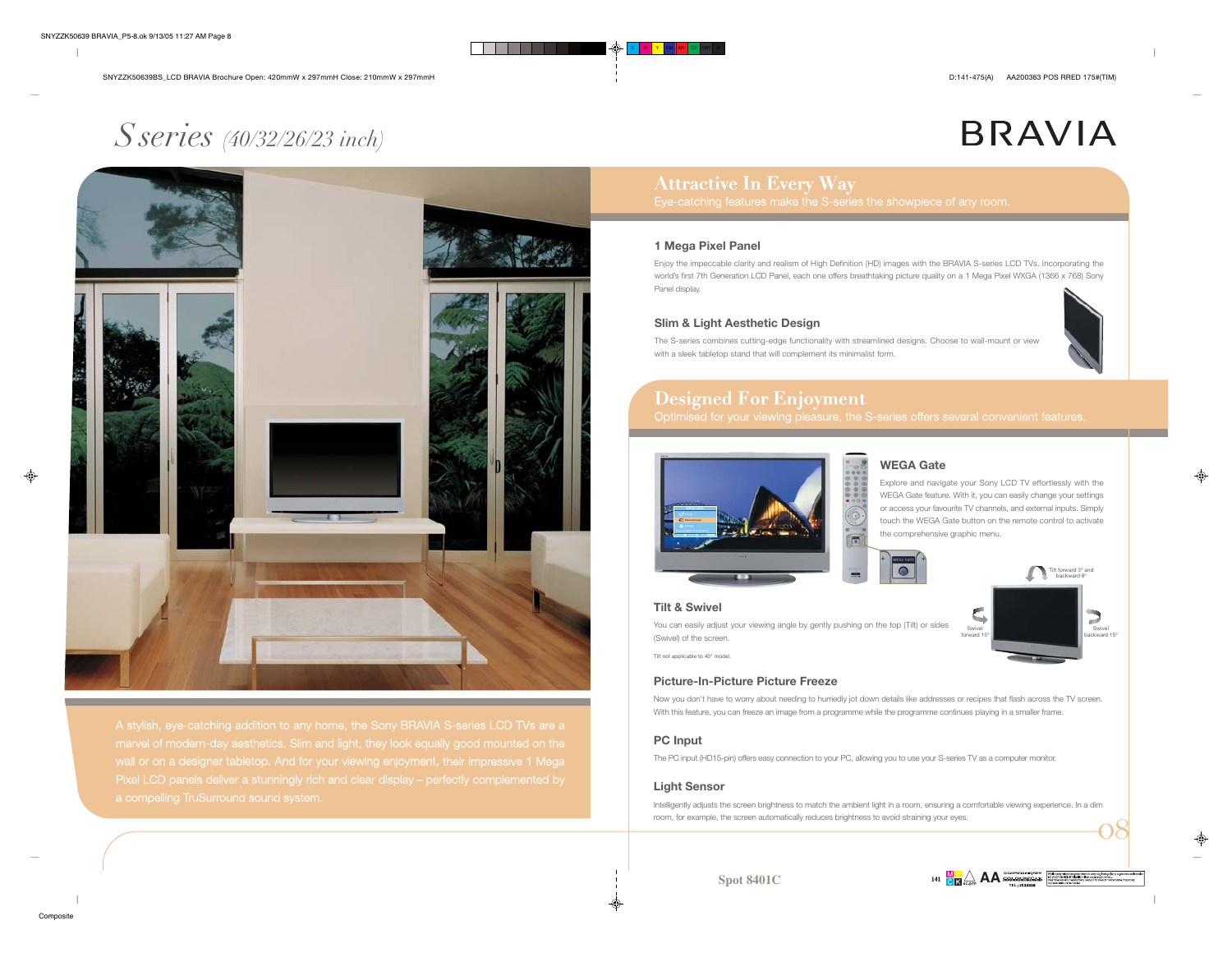# S series (40/32/26/23 inch)

BRAVIA

A stylish, eye-catching addition to any home, the Sony BRAVIA S-series LCD TVs are a marvel of modern-day aesthetics. Slim and light, they look equally good mounted on the wall or on a designer tabletop. And for your viewing enjoyment, their impressive 1 Mega Pixel LCD panels deliver a stunningly rich and clear display – perfectly complemented by a compelling TruSurround sound system.

## Attractive In Every Way

Eye-catching features make the S-series the showpiece of any room.

### 1 Mega Pixel Panel

Enjoy the impeccable clarity and realism of High Definition (HD) images with the BRAVIA S-series LCD TVs. Incorporating the world's first 7th Generation LCD Panel, each one offers breathtaking picture quality on a 1 Mega Pixel WXGA (1366 x 768) Sony Panel display.

### Slim & Light Aesthetic Design

The S-series combines cutting-edge functionality with streamlined designs. Choose to wall-mount or view with a sleek tabletop stand that will complement its minimalist form.

## Designed For Enjoyment

Optimised for your viewing pleasure, the S-series offers several convenient features.

### WEGA Gate

Explore and navigate your Sony LCD TV effortlessly with the WEGA Gate feature. With it, you can easily change your settings or access your favourite TV channels, and external inputs. Simply touch the WEGA Gate button on the remote control to activate the comprehensive graphic menu.

### Tilt & Swivel

You can easily adjust your viewing angle by gently pushing on the top (Tilt) or sides (Swivel) of the screen.

Tilt forward 3° and backward 8°

Swivel forward 15°

Swivel backward 15°

Tilt not applicable to 40" model.

### Picture-In-Picture Picture Freeze

Now you don't have to worry about needing to hurriedly jot down details like addresses or recipes that flash across the TV screen. With this feature, you can freeze an image from a programme while the programme continues playing in a smaller frame.

### PC Input

The PC input (HD15-pin) offers easy connection to your PC, allowing you to use your S-series TV as a computer monitor.

### Light Sensor

Intelligently adjusts the screen brightness to match the ambient light in a room, ensuring a comfortable viewing experience. In a dim room, for example, the screen automatically reduces brightness to avoid straining your eyes.